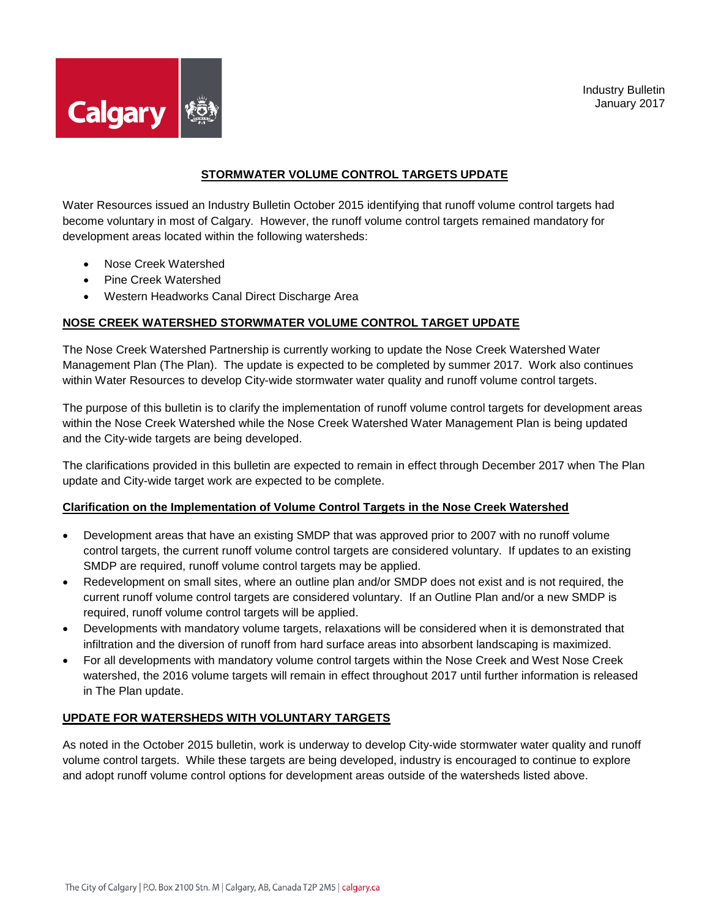Industry Bulletin
January 2017

# STORMWATER VOLUME CONTROL TARGETS UPDATE

Water Resources issued an Industry Bulletin October 2015 identifying that runoff volume control targets had become voluntary in most of Calgary. However, the runoff volume control targets remained mandatory for development areas located within the following watersheds:

- Nose Creek Watershed
- Pine Creek Watershed
- Western Headworks Canal Direct Discharge Area

## NOSE CREEK WATERSHED STORWMATER VOLUME CONTROL TARGET UPDATE

The Nose Creek Watershed Partnership is currently working to update the Nose Creek Watershed Water Management Plan (The Plan). The update is expected to be completed by summer 2017. Work also continues within Water Resources to develop City-wide stormwater water quality and runoff volume control targets.

The purpose of this bulletin is to clarify the implementation of runoff volume control targets for development areas within the Nose Creek Watershed while the Nose Creek Watershed Water Management Plan is being updated and the City-wide targets are being developed.

The clarifications provided in this bulletin are expected to remain in effect through December 2017 when The Plan update and City-wide target work are expected to be complete.

### Clarification on the Implementation of Volume Control Targets in the Nose Creek Watershed

- Development areas that have an existing SMDP that was approved prior to 2007 with no runoff volume control targets, the current runoff volume control targets are considered voluntary. If updates to an existing SMDP are required, runoff volume control targets may be applied.
- Redevelopment on small sites, where an outline plan and/or SMDP does not exist and is not required, the current runoff volume control targets are considered voluntary. If an Outline Plan and/or a new SMDP is required, runoff volume control targets will be applied.
- Developments with mandatory volume targets, relaxations will be considered when it is demonstrated that infiltration and the diversion of runoff from hard surface areas into absorbent landscaping is maximized.
- For all developments with mandatory volume control targets within the Nose Creek and West Nose Creek watershed, the 2016 volume targets will remain in effect throughout 2017 until further information is released in The Plan update.

## UPDATE FOR WATERSHEDS WITH VOLUNTARY TARGETS

As noted in the October 2015 bulletin, work is underway to develop City-wide stormwater water quality and runoff volume control targets. While these targets are being developed, industry is encouraged to continue to explore and adopt runoff volume control options for development areas outside of the watersheds listed above.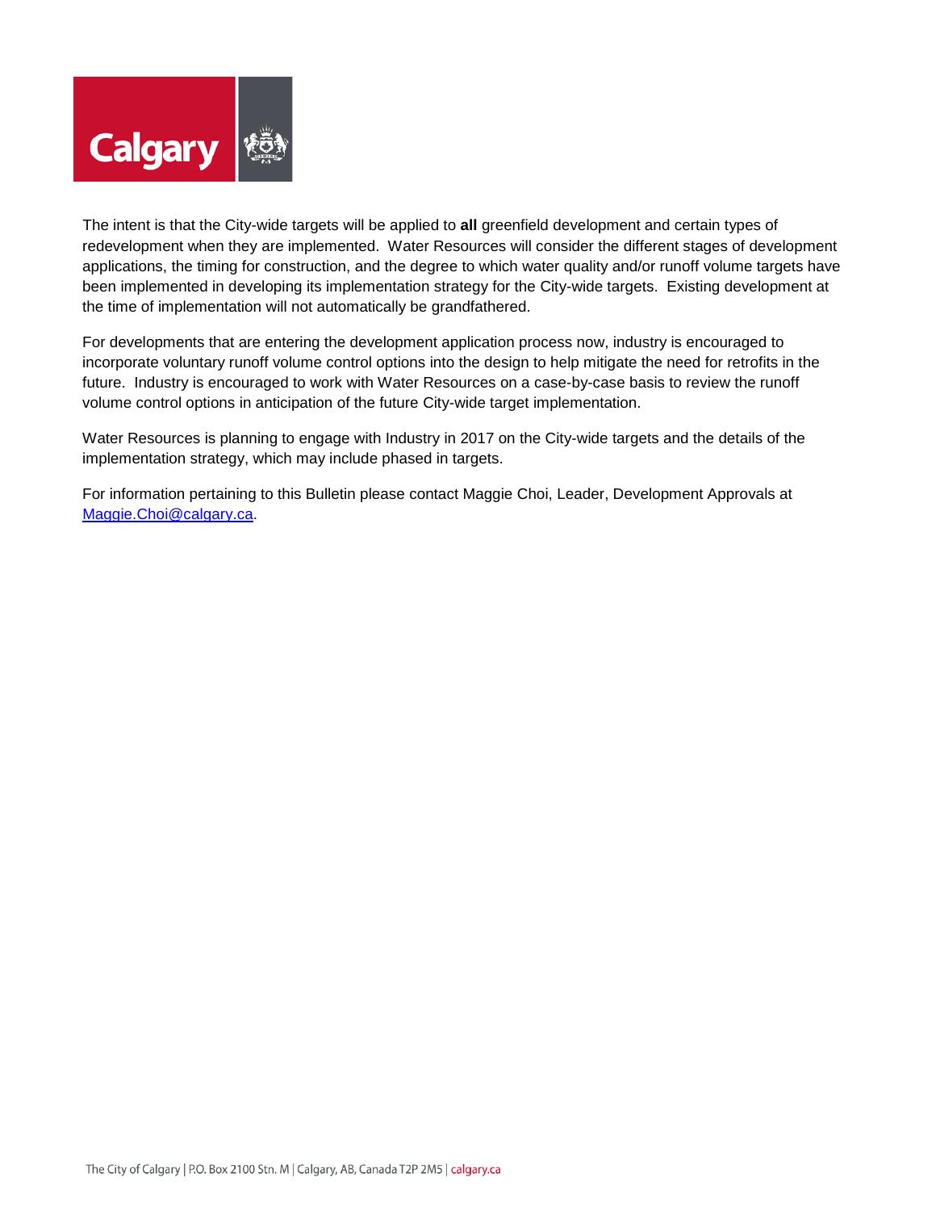The intent is that the City-wide targets will be applied to **all** greenfield development and certain types of redevelopment when they are implemented. Water Resources will consider the different stages of development applications, the timing for construction, and the degree to which water quality and/or runoff volume targets have been implemented in developing its implementation strategy for the City-wide targets. Existing development at the time of implementation will not automatically be grandfathered.

For developments that are entering the development application process now, industry is encouraged to incorporate voluntary runoff volume control options into the design to help mitigate the need for retrofits in the future. Industry is encouraged to work with Water Resources on a case-by-case basis to review the runoff volume control options in anticipation of the future City-wide target implementation.

Water Resources is planning to engage with Industry in 2017 on the City-wide targets and the details of the implementation strategy, which may include phased in targets.

For information pertaining to this Bulletin please contact Maggie Choi, Leader, Development Approvals at [Maggie.Choi@calgary.ca](mailto:Maggie.Choi@calgary.ca).